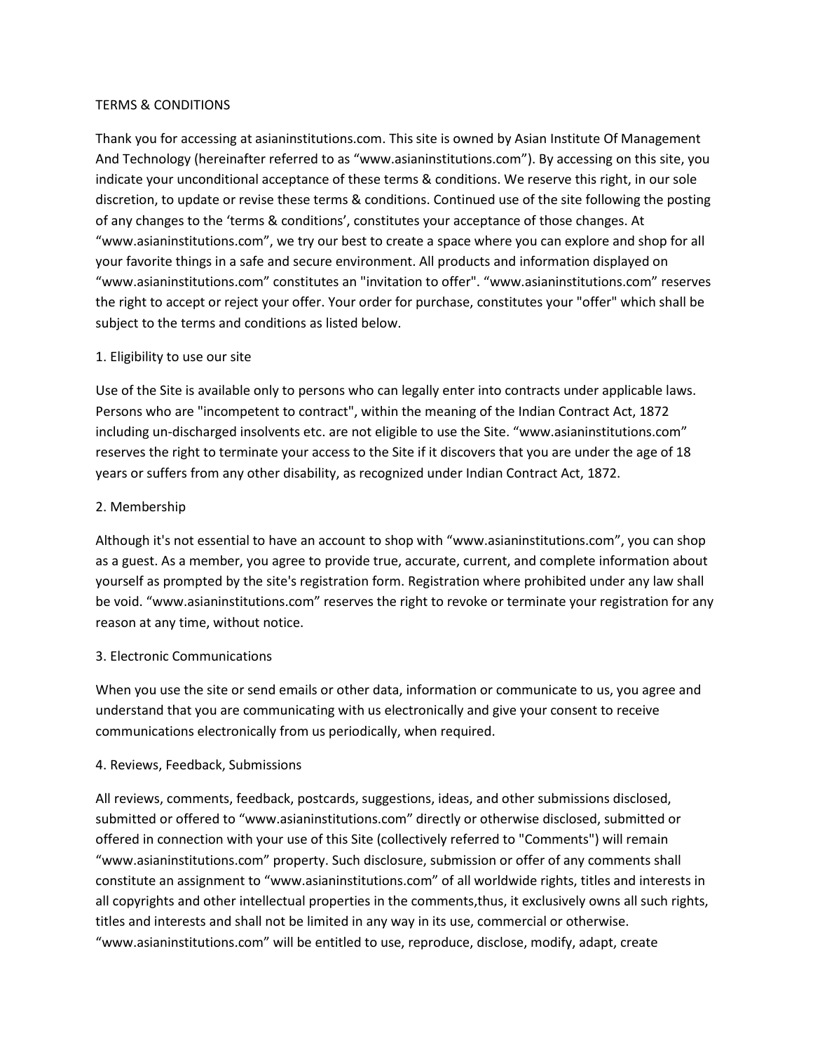# TERMS & CONDITIONS

Thank you for accessing at asianinstitutions.com. This site is owned by Asian Institute Of Management And Technology (hereinafter referred to as “www.asianinstitutions.com”). By accessing on this site, you indicate your unconditional acceptance of these terms & conditions. We reserve this right, in our sole discretion, to update or revise these terms & conditions. Continued use of the site following the posting of any changes to the ‘terms & conditions’, constitutes your acceptance of those changes. At “www.asianinstitutions.com”, we try our best to create a space where you can explore and shop for all your favorite things in a safe and secure environment. All products and information displayed on “www.asianinstitutions.com” constitutes an "invitation to offer". “www.asianinstitutions.com” reserves the right to accept or reject your offer. Your order for purchase, constitutes your "offer" which shall be subject to the terms and conditions as listed below.

## 1. Eligibility to use our site

Use of the Site is available only to persons who can legally enter into contracts under applicable laws. Persons who are "incompetent to contract", within the meaning of the Indian Contract Act, 1872 including un-discharged insolvents etc. are not eligible to use the Site. “www.asianinstitutions.com” reserves the right to terminate your access to the Site if it discovers that you are under the age of 18 years or suffers from any other disability, as recognized under Indian Contract Act, 1872.

## 2. Membership

Although it's not essential to have an account to shop with “www.asianinstitutions.com”, you can shop as a guest. As a member, you agree to provide true, accurate, current, and complete information about yourself as prompted by the site's registration form. Registration where prohibited under any law shall be void. “www.asianinstitutions.com” reserves the right to revoke or terminate your registration for any reason at any time, without notice.

## 3. Electronic Communications

When you use the site or send emails or other data, information or communicate to us, you agree and understand that you are communicating with us electronically and give your consent to receive communications electronically from us periodically, when required.

## 4. Reviews, Feedback, Submissions

All reviews, comments, feedback, postcards, suggestions, ideas, and other submissions disclosed, submitted or offered to “www.asianinstitutions.com” directly or otherwise disclosed, submitted or offered in connection with your use of this Site (collectively referred to "Comments") will remain “www.asianinstitutions.com” property. Such disclosure, submission or offer of any comments shall constitute an assignment to “www.asianinstitutions.com” of all worldwide rights, titles and interests in all copyrights and other intellectual properties in the comments,thus, it exclusively owns all such rights, titles and interests and shall not be limited in any way in its use, commercial or otherwise. “www.asianinstitutions.com” will be entitled to use, reproduce, disclose, modify, adapt, create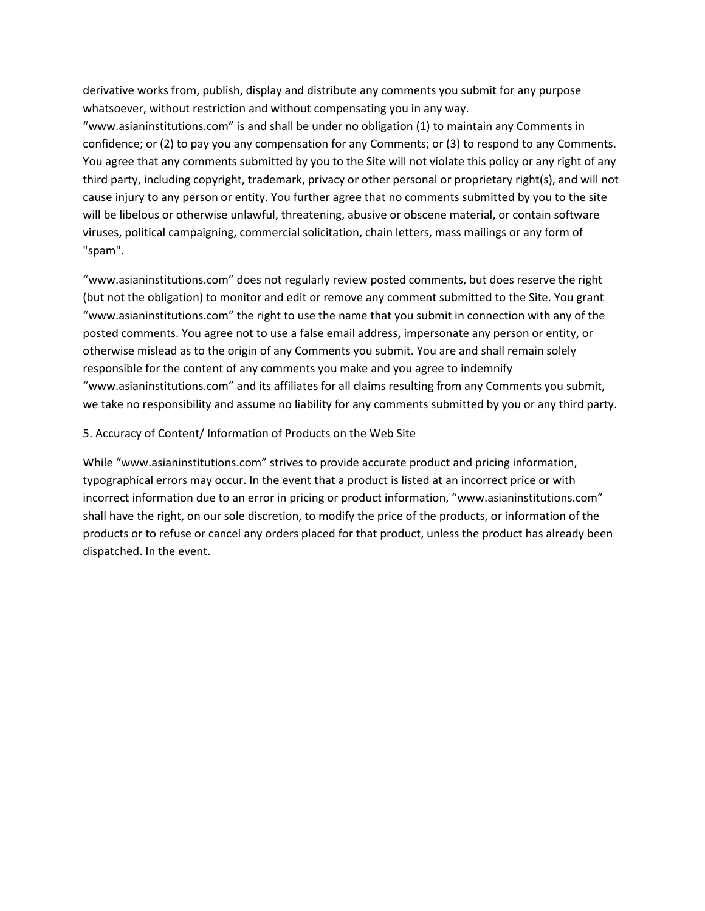derivative works from, publish, display and distribute any comments you submit for any purpose whatsoever, without restriction and without compensating you in any way.
“www.asianinstitutions.com” is and shall be under no obligation (1) to maintain any Comments in confidence; or (2) to pay you any compensation for any Comments; or (3) to respond to any Comments. You agree that any comments submitted by you to the Site will not violate this policy or any right of any third party, including copyright, trademark, privacy or other personal or proprietary right(s), and will not cause injury to any person or entity. You further agree that no comments submitted by you to the site will be libelous or otherwise unlawful, threatening, abusive or obscene material, or contain software viruses, political campaigning, commercial solicitation, chain letters, mass mailings or any form of "spam".

“www.asianinstitutions.com” does not regularly review posted comments, but does reserve the right (but not the obligation) to monitor and edit or remove any comment submitted to the Site. You grant “www.asianinstitutions.com” the right to use the name that you submit in connection with any of the posted comments. You agree not to use a false email address, impersonate any person or entity, or otherwise mislead as to the origin of any Comments you submit. You are and shall remain solely responsible for the content of any comments you make and you agree to indemnify “www.asianinstitutions.com” and its affiliates for all claims resulting from any Comments you submit, we take no responsibility and assume no liability for any comments submitted by you or any third party.

5. Accuracy of Content/ Information of Products on the Web Site

While “www.asianinstitutions.com” strives to provide accurate product and pricing information, typographical errors may occur. In the event that a product is listed at an incorrect price or with incorrect information due to an error in pricing or product information, “www.asianinstitutions.com” shall have the right, on our sole discretion, to modify the price of the products, or information of the products or to refuse or cancel any orders placed for that product, unless the product has already been dispatched. In the event.